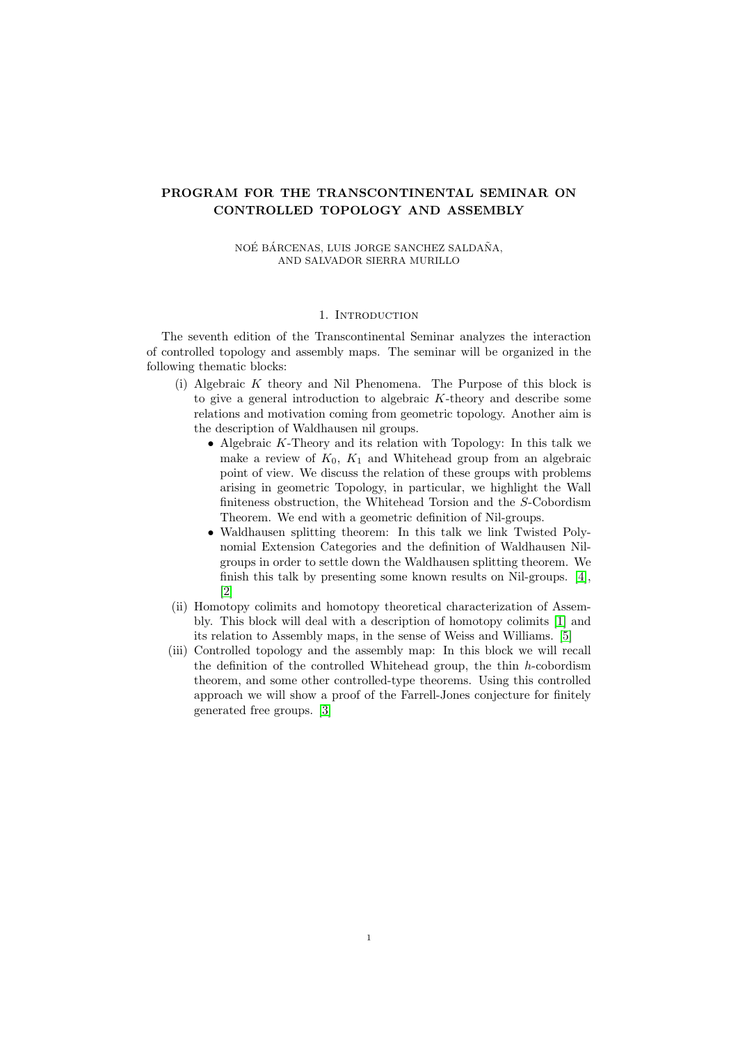# PROGRAM FOR THE TRANSCONTINENTAL SEMINAR ON CONTROLLED TOPOLOGY AND ASSEMBLY

NOÉ BÁRCENAS, LUIS JORGE SANCHEZ SALDAÑA, AND SALVADOR SIERRA MURILLO

## 1. Introduction

The seventh edition of the Transcontinental Seminar analyzes the interaction of controlled topology and assembly maps. The seminar will be organized in the following thematic blocks:

(i) Algebraic $K$ theory and Nil Phenomena. The Purpose of this block is to give a general introduction to algebraic $K$-theory and describe some relations and motivation coming from geometric topology. Another aim is the description of Waldhausen nil groups.
   - Algebraic $K$-Theory and its relation with Topology: In this talk we make a review of $K_0$, $K_1$ and Whitehead group from an algebraic point of view. We discuss the relation of these groups with problems arising in geometric Topology, in particular, we highlight the Wall finiteness obstruction, the Whitehead Torsion and the $S$-Cobordism Theorem. We end with a geometric definition of Nil-groups.
   - Waldhausen splitting theorem: In this talk we link Twisted Polynomial Extension Categories and the definition of Waldhausen Nil-groups in order to settle down the Waldhausen splitting theorem. We finish this talk by presenting some known results on Nil-groups. [4], [2]

(ii) Homotopy colimits and homotopy theoretical characterization of Assembly. This block will deal with a description of homotopy colimits [1] and its relation to Assembly maps, in the sense of Weiss and Williams. [5]

(iii) Controlled topology and the assembly map: In this block we will recall the definition of the controlled Whitehead group, the thin $h$-cobordism theorem, and some other controlled-type theorems. Using this controlled approach we will show a proof of the Farrell-Jones conjecture for finitely generated free groups. [3]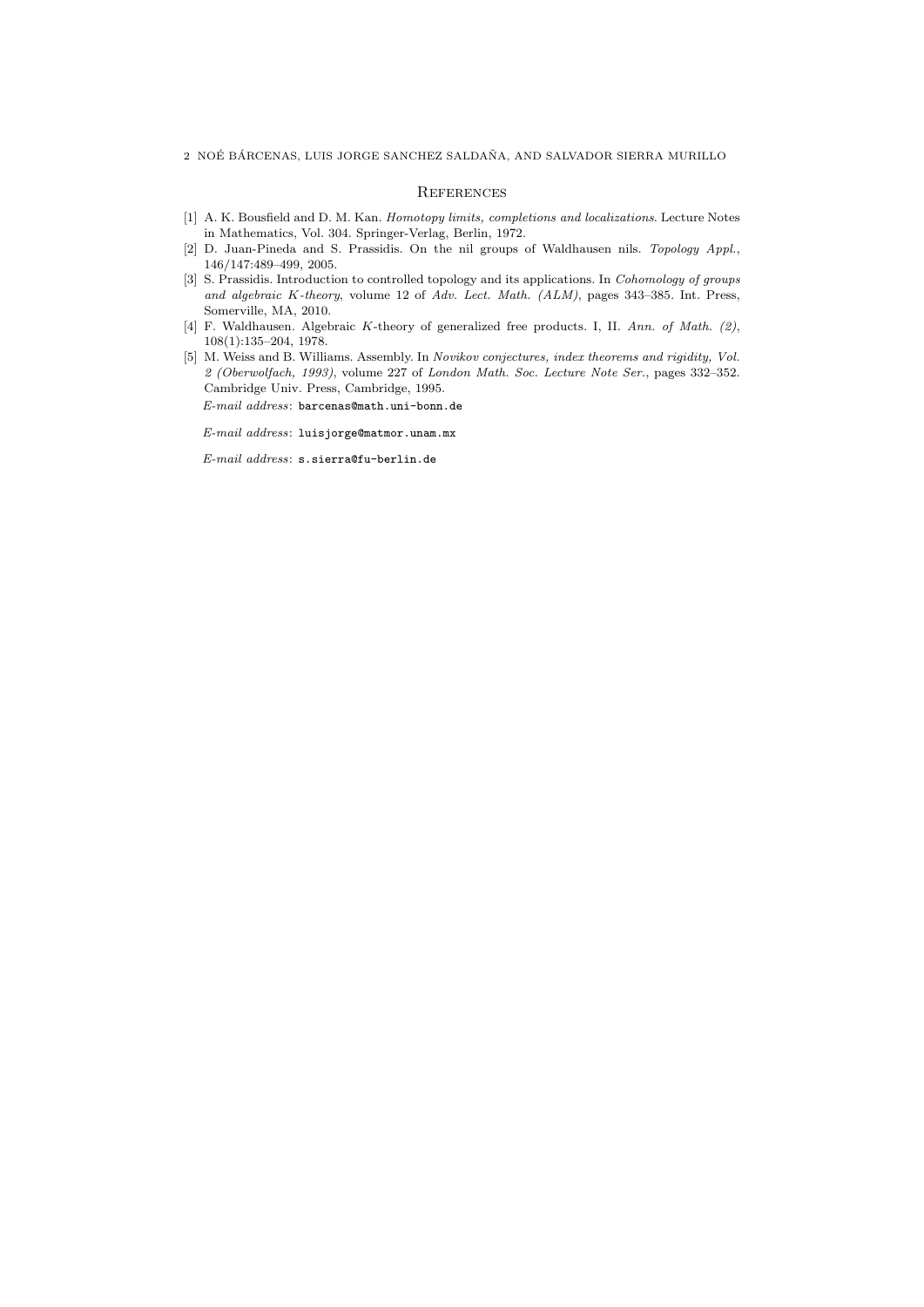## References

[1] A. K. Bousfield and D. M. Kan. *Homotopy limits, completions and localizations*. Lecture Notes in Mathematics, Vol. 304. Springer-Verlag, Berlin, 1972.

[2] D. Juan-Pineda and S. Prassidis. On the nil groups of Waldhausen nils. *Topology Appl.*, 146/147:489–499, 2005.

[3] S. Prassidis. Introduction to controlled topology and its applications. In *Cohomology of groups and algebraic K-theory*, volume 12 of *Adv. Lect. Math. (ALM)*, pages 343–385. Int. Press, Somerville, MA, 2010.

[4] F. Waldhausen. Algebraic $K$-theory of generalized free products. I, II. *Ann. of Math. (2)*, 108(1):135–204, 1978.

[5] M. Weiss and B. Williams. Assembly. In *Novikov conjectures, index theorems and rigidity, Vol. 2 (Oberwolfach, 1993)*, volume 227 of *London Math. Soc. Lecture Note Ser.*, pages 332–352. Cambridge Univ. Press, Cambridge, 1995.

*E-mail address*: barcenas@math.uni-bonn.de

*E-mail address*: luisjorge@matmor.unam.mx

*E-mail address*: s.sierra@fu-berlin.de